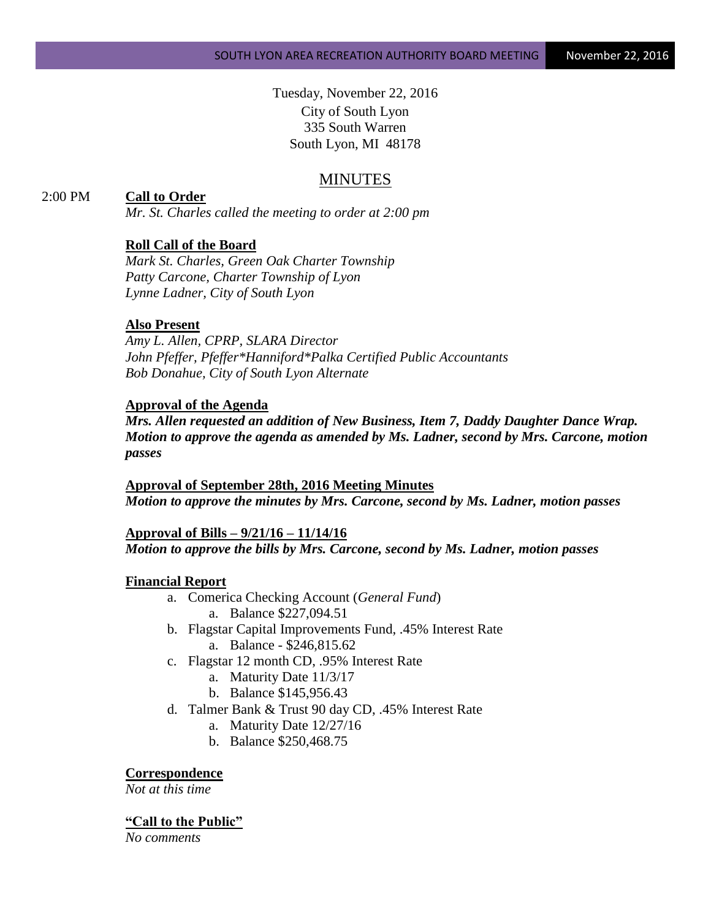Tuesday, November 22, 2016
City of South Lyon
335 South Warren
South Lyon, MI 48178

# MINUTES

2:00 PM **Call to Order**

*Mr. St. Charles called the meeting to order at 2:00 pm*

**Roll Call of the Board**

*Mark St. Charles, Green Oak Charter Township*
*Patty Carcone, Charter Township of Lyon*
*Lynne Ladner, City of South Lyon*

**Also Present**

*Amy L. Allen, CPRP, SLARA Director*
*John Pfeffer, Pfeffer*Hanniford*Palka Certified Public Accountants*
*Bob Donahue, City of South Lyon Alternate*

**Approval of the Agenda**

***Mrs. Allen requested an addition of New Business, Item 7, Daddy Daughter Dance Wrap. Motion to approve the agenda as amended by Ms. Ladner, second by Mrs. Carcone, motion passes***

**Approval of September 28th, 2016 Meeting Minutes**

***Motion to approve the minutes by Mrs. Carcone, second by Ms. Ladner, motion passes***

**Approval of Bills – 9/21/16 – 11/14/16**

***Motion to approve the bills by Mrs. Carcone, second by Ms. Ladner, motion passes***

**Financial Report**

a. Comerica Checking Account (*General Fund*)
   a. Balance $227,094.51
b. Flagstar Capital Improvements Fund, .45% Interest Rate
   a. Balance - $246,815.62
c. Flagstar 12 month CD, .95% Interest Rate
   a. Maturity Date 11/3/17
   b. Balance $145,956.43
d. Talmer Bank & Trust 90 day CD, .45% Interest Rate
   a. Maturity Date 12/27/16
   b. Balance $250,468.75

**Correspondence**

*Not at this time*

**"Call to the Public"**

*No comments*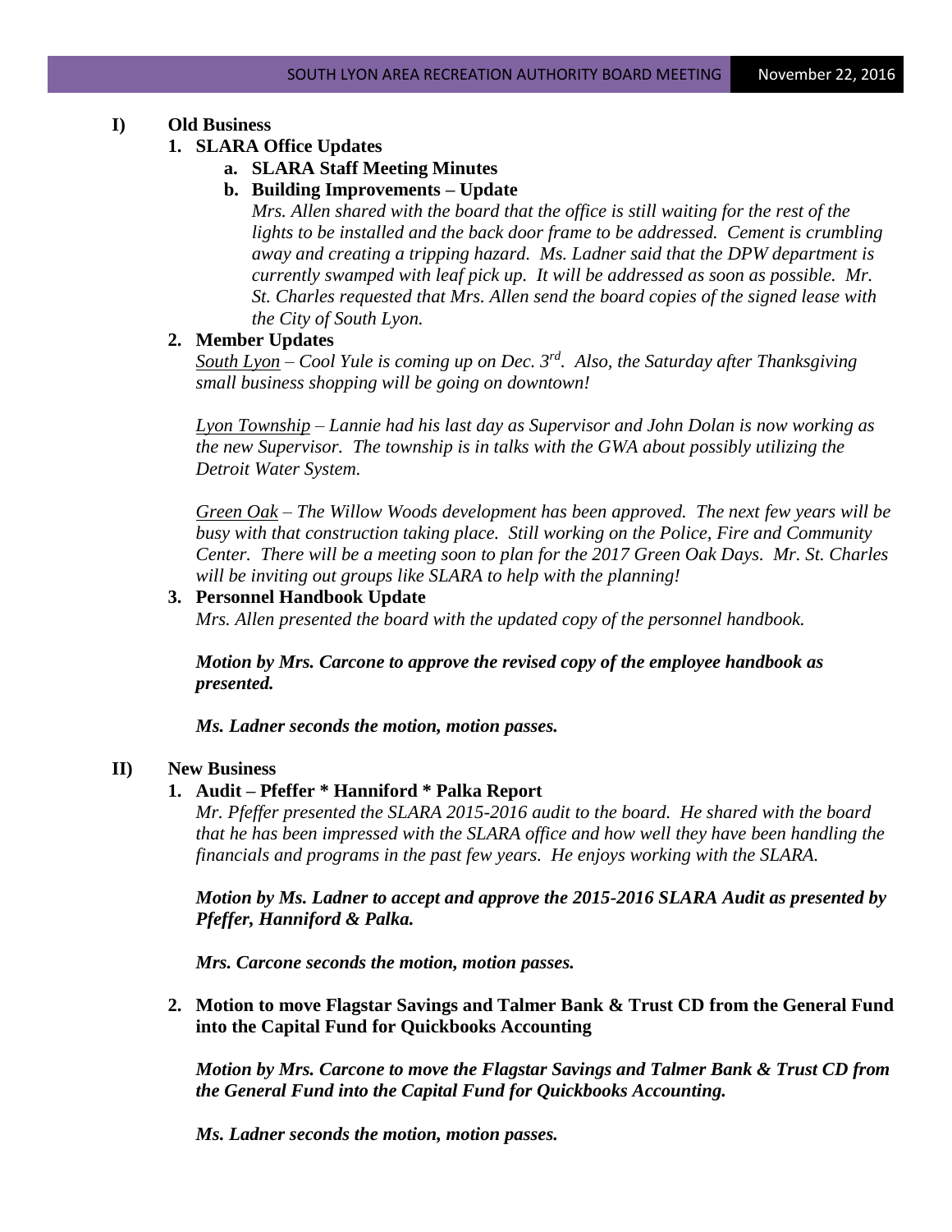## I) Old Business

### 1. SLARA Office Updates

#### a. SLARA Staff Meeting Minutes

#### b. Building Improvements – Update

*Mrs. Allen shared with the board that the office is still waiting for the rest of the lights to be installed and the back door frame to be addressed. Cement is crumbling away and creating a tripping hazard. Ms. Ladner said that the DPW department is currently swamped with leaf pick up. It will be addressed as soon as possible. Mr. St. Charles requested that Mrs. Allen send the board copies of the signed lease with the City of South Lyon.*

### 2. Member Updates

*<u>South Lyon</u> – Cool Yule is coming up on Dec. 3rd. Also, the Saturday after Thanksgiving small business shopping will be going on downtown!*

*<u>Lyon Township</u> – Lannie had his last day as Supervisor and John Dolan is now working as the new Supervisor. The township is in talks with the GWA about possibly utilizing the Detroit Water System.*

*<u>Green Oak</u> – The Willow Woods development has been approved. The next few years will be busy with that construction taking place. Still working on the Police, Fire and Community Center. There will be a meeting soon to plan for the 2017 Green Oak Days. Mr. St. Charles will be inviting out groups like SLARA to help with the planning!*

### 3. Personnel Handbook Update

*Mrs. Allen presented the board with the updated copy of the personnel handbook.*

***Motion by Mrs. Carcone to approve the revised copy of the employee handbook as presented.***

***Ms. Ladner seconds the motion, motion passes.***

## II) New Business

### 1. Audit – Pfeffer * Hanniford * Palka Report

*Mr. Pfeffer presented the SLARA 2015-2016 audit to the board. He shared with the board that he has been impressed with the SLARA office and how well they have been handling the financials and programs in the past few years. He enjoys working with the SLARA.*

***Motion by Ms. Ladner to accept and approve the 2015-2016 SLARA Audit as presented by Pfeffer, Hanniford & Palka.***

***Mrs. Carcone seconds the motion, motion passes.***

### 2. Motion to move Flagstar Savings and Talmer Bank & Trust CD from the General Fund into the Capital Fund for Quickbooks Accounting

***Motion by Mrs. Carcone to move the Flagstar Savings and Talmer Bank & Trust CD from the General Fund into the Capital Fund for Quickbooks Accounting.***

***Ms. Ladner seconds the motion, motion passes.***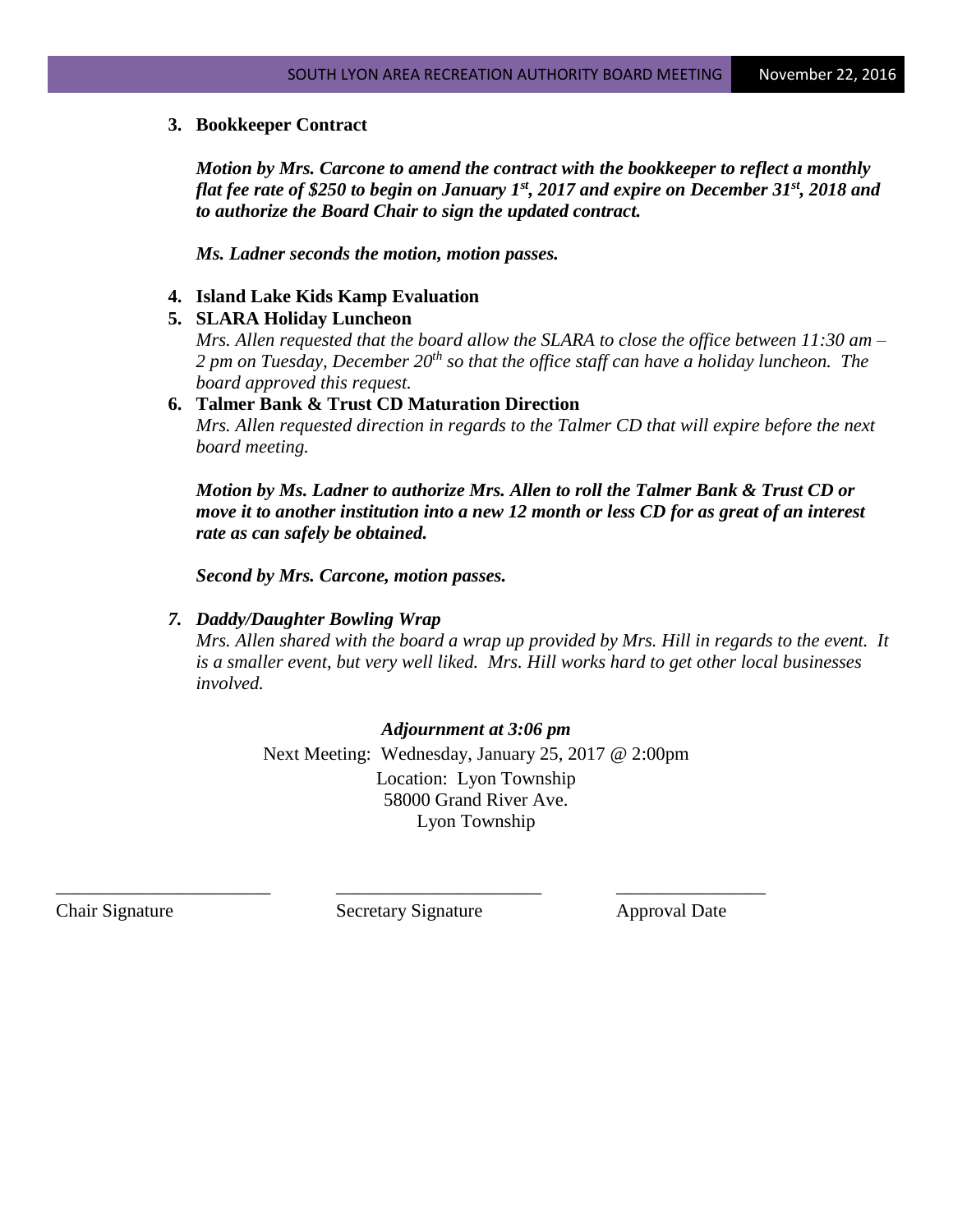3. **Bookkeeper Contract**

   ***Motion by Mrs. Carcone to amend the contract with the bookkeeper to reflect a monthly flat fee rate of $250 to begin on January 1st, 2017 and expire on December 31st, 2018 and to authorize the Board Chair to sign the updated contract.***

   ***Ms. Ladner seconds the motion, motion passes.***

4. **Island Lake Kids Kamp Evaluation**
5. **SLARA Holiday Luncheon**

   *Mrs. Allen requested that the board allow the SLARA to close the office between 11:30 am – 2 pm on Tuesday, December 20th so that the office staff can have a holiday luncheon. The board approved this request.*

6. **Talmer Bank & Trust CD Maturation Direction**

   *Mrs. Allen requested direction in regards to the Talmer CD that will expire before the next board meeting.*

   ***Motion by Ms. Ladner to authorize Mrs. Allen to roll the Talmer Bank & Trust CD or move it to another institution into a new 12 month or less CD for as great of an interest rate as can safely be obtained.***

   ***Second by Mrs. Carcone, motion passes.***

7. ***Daddy/Daughter Bowling Wrap***

   *Mrs. Allen shared with the board a wrap up provided by Mrs. Hill in regards to the event. It is a smaller event, but very well liked. Mrs. Hill works hard to get other local businesses involved.*

***Adjournment at 3:06 pm***

Next Meeting: Wednesday, January 25, 2017 @ 2:00pm

Location: Lyon Township

58000 Grand River Ave.

Lyon Township

_______________________ _______________________ ________________

Chair Signature Secretary Signature Approval Date